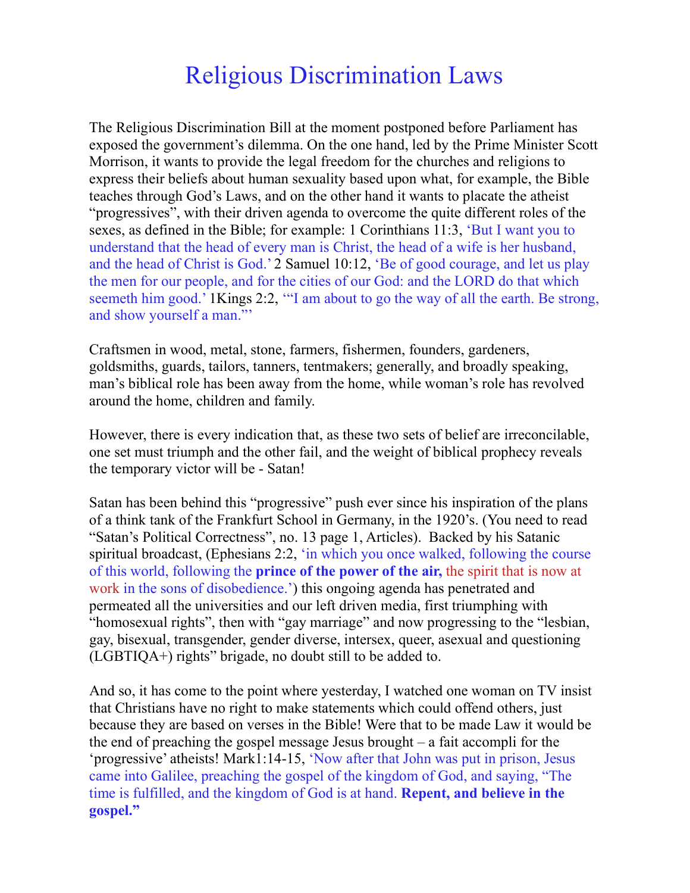# Religious Discrimination Laws

The Religious Discrimination Bill at the moment postponed before Parliament has exposed the government's dilemma. On the one hand, led by the Prime Minister Scott Morrison, it wants to provide the legal freedom for the churches and religions to express their beliefs about human sexuality based upon what, for example, the Bible teaches through God's Laws, and on the other hand it wants to placate the atheist "progressives", with their driven agenda to overcome the quite different roles of the sexes, as defined in the Bible; for example: 1 Corinthians 11:3, 'But I want you to understand that the head of every man is Christ, the head of a wife is her husband, and the head of Christ is God.' 2 Samuel 10:12, 'Be of good courage, and let us play the men for our people, and for the cities of our God: and the LORD do that which seemeth him good.' 1Kings 2:2, '"I am about to go the way of all the earth. Be strong, and show yourself a man."'

Craftsmen in wood, metal, stone, farmers, fishermen, founders, gardeners, goldsmiths, guards, tailors, tanners, tentmakers; generally, and broadly speaking, man's biblical role has been away from the home, while woman's role has revolved around the home, children and family.

However, there is every indication that, as these two sets of belief are irreconcilable, one set must triumph and the other fail, and the weight of biblical prophecy reveals the temporary victor will be - Satan!

Satan has been behind this "progressive" push ever since his inspiration of the plans of a think tank of the Frankfurt School in Germany, in the 1920's. (You need to read "Satan's Political Correctness", no. 13 page 1, Articles). Backed by his Satanic spiritual broadcast, (Ephesians 2:2, 'in which you once walked, following the course of this world, following the **prince of the power of the air,** the spirit that is now at work in the sons of disobedience.') this ongoing agenda has penetrated and permeated all the universities and our left driven media, first triumphing with "homosexual rights", then with "gay marriage" and now progressing to the "lesbian, gay, bisexual, transgender, gender diverse, intersex, queer, asexual and questioning (LGBTIQA+) rights" brigade, no doubt still to be added to.

And so, it has come to the point where yesterday, I watched one woman on TV insist that Christians have no right to make statements which could offend others, just because they are based on verses in the Bible! Were that to be made Law it would be the end of preaching the gospel message Jesus brought – a fait accompli for the 'progressive' atheists! Mark1:14-15, 'Now after that John was put in prison, Jesus came into Galilee, preaching the gospel of the kingdom of God, and saying, "The time is fulfilled, and the kingdom of God is at hand. **Repent, and believe in the gospel."**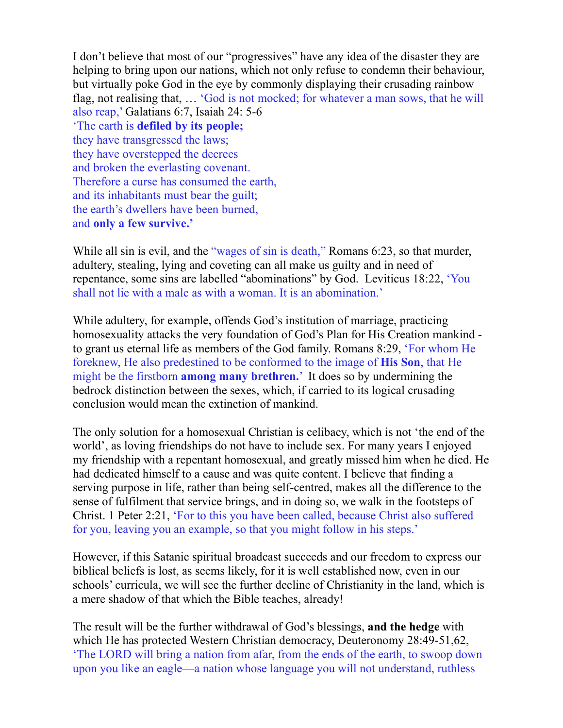I don't believe that most of our "progressives" have any idea of the disaster they are helping to bring upon our nations, which not only refuse to condemn their behaviour, but virtually poke God in the eye by commonly displaying their crusading rainbow flag, not realising that, … 'God is not mocked; for whatever a man sows, that he will also reap,' Galatians 6:7, Isaiah 24: 5-6

'The earth is **defiled by its people;**  
they have transgressed the laws;  
they have overstepped the decrees  
and broken the everlasting covenant.  
Therefore a curse has consumed the earth,  
and its inhabitants must bear the guilt;  
the earth's dwellers have been burned,  
and **only a few survive.'**

While all sin is evil, and the "wages of sin is death," Romans 6:23, so that murder, adultery, stealing, lying and coveting can all make us guilty and in need of repentance, some sins are labelled "abominations" by God. Leviticus 18:22, 'You shall not lie with a male as with a woman. It is an abomination.'

While adultery, for example, offends God's institution of marriage, practicing homosexuality attacks the very foundation of God's Plan for His Creation mankind - to grant us eternal life as members of the God family. Romans 8:29, 'For whom He foreknew, He also predestined to be conformed to the image of **His Son**, that He might be the firstborn **among many brethren.**' It does so by undermining the bedrock distinction between the sexes, which, if carried to its logical crusading conclusion would mean the extinction of mankind.

The only solution for a homosexual Christian is celibacy, which is not 'the end of the world', as loving friendships do not have to include sex. For many years I enjoyed my friendship with a repentant homosexual, and greatly missed him when he died. He had dedicated himself to a cause and was quite content. I believe that finding a serving purpose in life, rather than being self-centred, makes all the difference to the sense of fulfilment that service brings, and in doing so, we walk in the footsteps of Christ. 1 Peter 2:21, 'For to this you have been called, because Christ also suffered for you, leaving you an example, so that you might follow in his steps.'

However, if this Satanic spiritual broadcast succeeds and our freedom to express our biblical beliefs is lost, as seems likely, for it is well established now, even in our schools' curricula, we will see the further decline of Christianity in the land, which is a mere shadow of that which the Bible teaches, already!

The result will be the further withdrawal of God's blessings, **and the hedge** with which He has protected Western Christian democracy, Deuteronomy 28:49-51,62, 'The LORD will bring a nation from afar, from the ends of the earth, to swoop down upon you like an eagle—a nation whose language you will not understand, ruthless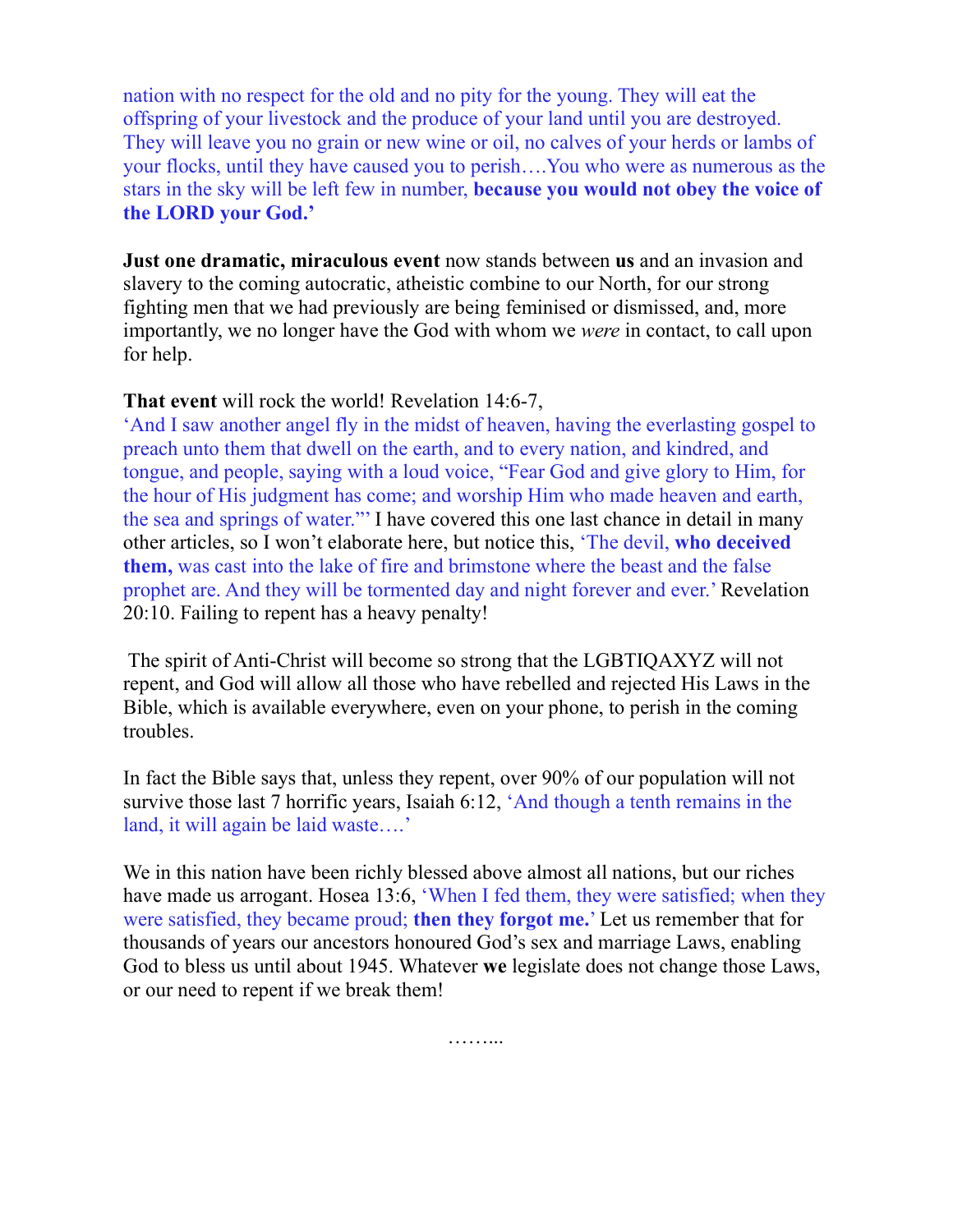nation with no respect for the old and no pity for the young. They will eat the offspring of your livestock and the produce of your land until you are destroyed. They will leave you no grain or new wine or oil, no calves of your herds or lambs of your flocks, until they have caused you to perish….You who were as numerous as the stars in the sky will be left few in number, **because you would not obey the voice of the LORD your God.'**

**Just one dramatic, miraculous event** now stands between **us** and an invasion and slavery to the coming autocratic, atheistic combine to our North, for our strong fighting men that we had previously are being feminised or dismissed, and, more importantly, we no longer have the God with whom we *were* in contact, to call upon for help.

**That event** will rock the world! Revelation 14:6-7,
'And I saw another angel fly in the midst of heaven, having the everlasting gospel to preach unto them that dwell on the earth, and to every nation, and kindred, and tongue, and people, saying with a loud voice, "Fear God and give glory to Him, for the hour of His judgment has come; and worship Him who made heaven and earth, the sea and springs of water."' I have covered this one last chance in detail in many other articles, so I won't elaborate here, but notice this, 'The devil, **who deceived them,** was cast into the lake of fire and brimstone where the beast and the false prophet are. And they will be tormented day and night forever and ever.' Revelation 20:10. Failing to repent has a heavy penalty!

The spirit of Anti-Christ will become so strong that the LGBTIQAXYZ will not repent, and God will allow all those who have rebelled and rejected His Laws in the Bible, which is available everywhere, even on your phone, to perish in the coming troubles.

In fact the Bible says that, unless they repent, over 90% of our population will not survive those last 7 horrific years, Isaiah 6:12, 'And though a tenth remains in the land, it will again be laid waste….'

We in this nation have been richly blessed above almost all nations, but our riches have made us arrogant. Hosea 13:6, 'When I fed them, they were satisfied; when they were satisfied, they became proud; **then they forgot me.'** Let us remember that for thousands of years our ancestors honoured God's sex and marriage Laws, enabling God to bless us until about 1945. Whatever **we** legislate does not change those Laws, or our need to repent if we break them!

……...